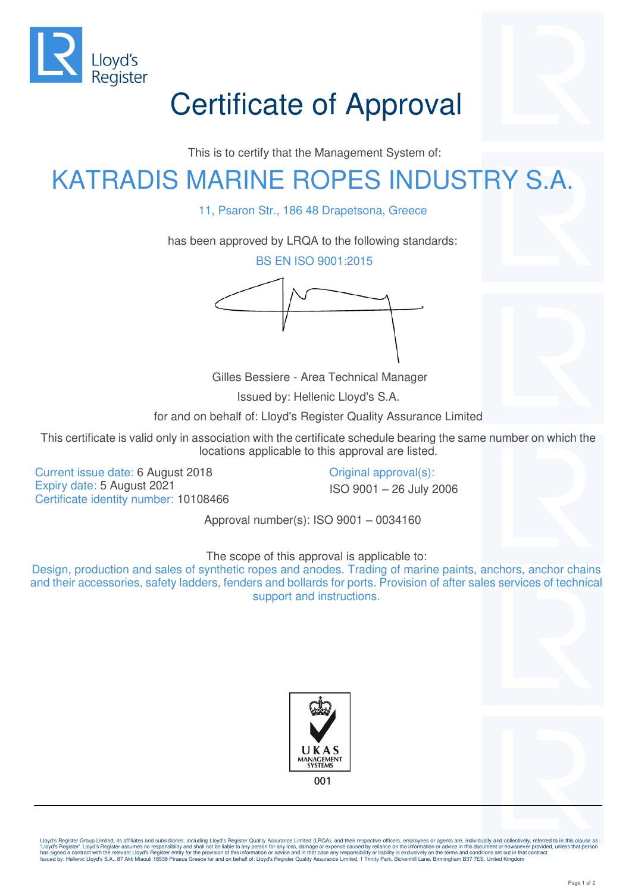Lloyd's Register

# Certificate of Approval

This is to certify that the Management System of:

## KATRADIS MARINE ROPES INDUSTRY S.A.

11, Psaron Str., 186 48 Drapetsona, Greece

has been approved by LRQA to the following standards:

BS EN ISO 9001:2015

Gilles Bessiere - Area Technical Manager

Issued by: Hellenic Lloyd's S.A.

for and on behalf of: Lloyd's Register Quality Assurance Limited

This certificate is valid only in association with the certificate schedule bearing the same number on which the locations applicable to this approval are listed.

Current issue date: 6 August 2018
Expiry date: 5 August 2021
Certificate identity number: 10108466

Original approval(s):
ISO 9001 – 26 July 2006

Approval number(s): ISO 9001 – 0034160

The scope of this approval is applicable to:

Design, production and sales of synthetic ropes and anodes. Trading of marine paints, anchors, anchor chains and their accessories, safety ladders, fenders and bollards for ports. Provision of after sales services of technical support and instructions.

UKAS MANAGEMENT SYSTEMS
001

Lloyd's Register Group Limited, its affiliates and subsidiaries, including Lloyd's Register Quality Assurance Limited (LRQA), and their respective officers, employees or agents are, individually and collectively, referred to in this clause as 'Lloyd's Register'. Lloyd's Register assumes no responsibility and shall not be liable to any person for any loss, damage or expense caused by reliance on the information or advice in this document or howsoever provided, unless that person has signed a contract with the relevant Lloyd's Register entity for the provision of this information or advice and in that case any responsibility or liability is exclusively on the terms and conditions set out in that contract.
Issued by: Hellenic Lloyd's S.A., 87 Akti Miaouli 18538 Piraeus Greece for and on behalf of: Lloyd's Register Quality Assurance Limited, 1 Trinity Park, Bickenhill Lane, Birmingham B37 7ES, United Kingdom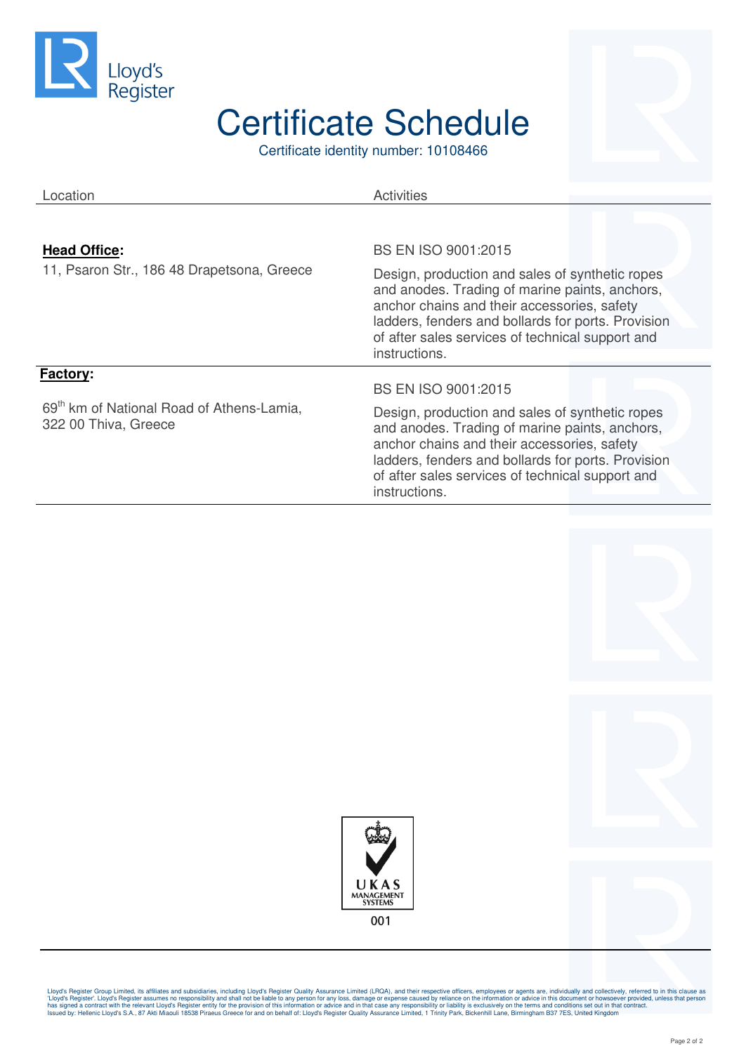Lloyd's Register

# Certificate Schedule

Certificate identity number: 10108466

| Location | Activities |
| --- | --- |
| **Head Office:**<br>11, Psaron Str., 186 48 Drapetsona, Greece | BS EN ISO 9001:2015<br>Design, production and sales of synthetic ropes and anodes. Trading of marine paints, anchors, anchor chains and their accessories, safety ladders, fenders and bollards for ports. Provision of after sales services of technical support and instructions. |
| **Factory:**<br>$69^{th}$ km of National Road of Athens-Lamia, 322 00 Thiva, Greece | BS EN ISO 9001:2015<br>Design, production and sales of synthetic ropes and anodes. Trading of marine paints, anchors, anchor chains and their accessories, safety ladders, fenders and bollards for ports. Provision of after sales services of technical support and instructions. |

UKAS MANAGEMENT SYSTEMS

001

Lloyd's Register Group Limited, its affiliates and subsidiaries, including Lloyd's Register Quality Assurance Limited (LRQA), and their respective officers, employees or agents are, individually and collectively, referred to in this clause as 'Lloyd's Register'. Lloyd's Register assumes no responsibility and shall not be liable to any person for any loss, damage or expense caused by reliance on the information or advice in this document or howsoever provided, unless that person has signed a contract with the relevant Lloyd's Register entity for the provision of this information or advice and in that case any responsibility or liability is exclusively on the terms and conditions set out in that contract.
Issued by: Hellenic Lloyd's S.A., 87 Akti Miaouli 18538 Piraeus Greece for and on behalf of: Lloyd's Register Quality Assurance Limited, 1 Trinity Park, Bickenhill Lane, Birmingham B37 7ES, United Kingdom